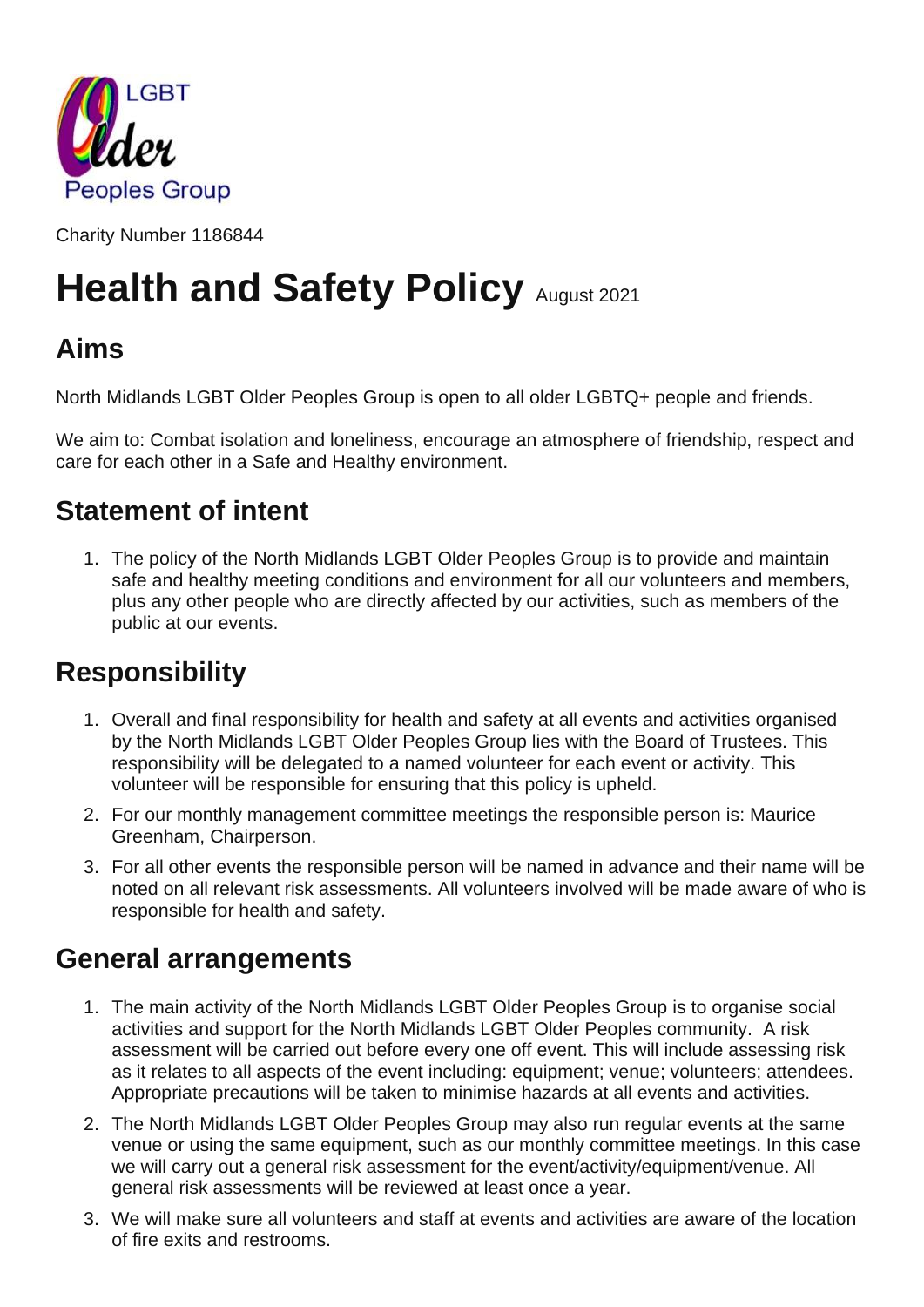LGBT Older Peoples Group

Charity Number 1186844

# Health and Safety Policy August 2021

## Aims

North Midlands LGBT Older Peoples Group is open to all older LGBTQ+ people and friends.

We aim to: Combat isolation and loneliness, encourage an atmosphere of friendship, respect and care for each other in a Safe and Healthy environment.

## Statement of intent

1. The policy of the North Midlands LGBT Older Peoples Group is to provide and maintain safe and healthy meeting conditions and environment for all our volunteers and members, plus any other people who are directly affected by our activities, such as members of the public at our events.

## Responsibility

1. Overall and final responsibility for health and safety at all events and activities organised by the North Midlands LGBT Older Peoples Group lies with the Board of Trustees. This responsibility will be delegated to a named volunteer for each event or activity. This volunteer will be responsible for ensuring that this policy is upheld.
2. For our monthly management committee meetings the responsible person is: Maurice Greenham, Chairperson.
3. For all other events the responsible person will be named in advance and their name will be noted on all relevant risk assessments. All volunteers involved will be made aware of who is responsible for health and safety.

## General arrangements

1. The main activity of the North Midlands LGBT Older Peoples Group is to organise social activities and support for the North Midlands LGBT Older Peoples community. A risk assessment will be carried out before every one off event. This will include assessing risk as it relates to all aspects of the event including: equipment; venue; volunteers; attendees. Appropriate precautions will be taken to minimise hazards at all events and activities.
2. The North Midlands LGBT Older Peoples Group may also run regular events at the same venue or using the same equipment, such as our monthly committee meetings. In this case we will carry out a general risk assessment for the event/activity/equipment/venue. All general risk assessments will be reviewed at least once a year.
3. We will make sure all volunteers and staff at events and activities are aware of the location of fire exits and restrooms.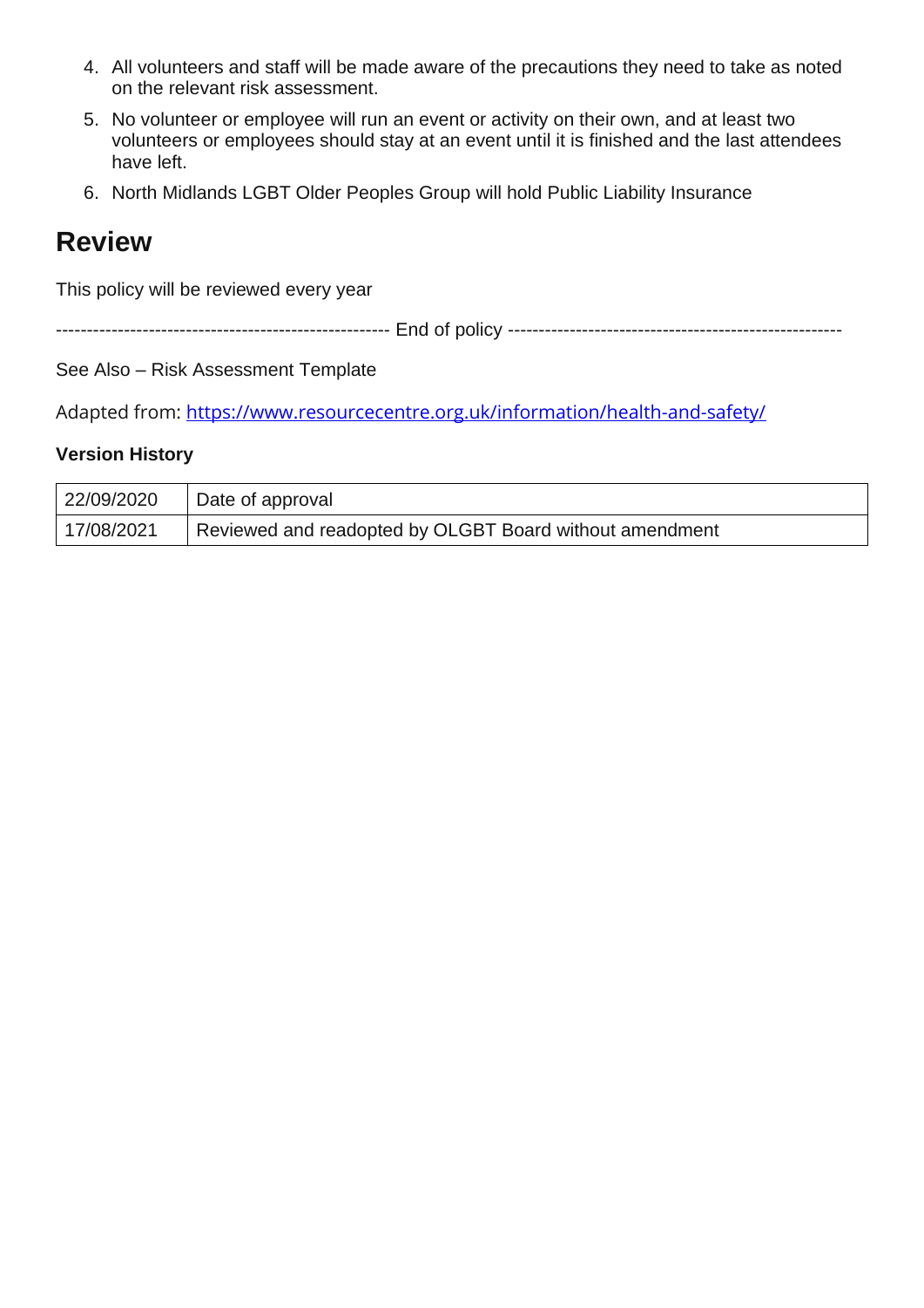4. All volunteers and staff will be made aware of the precautions they need to take as noted on the relevant risk assessment.
5. No volunteer or employee will run an event or activity on their own, and at least two volunteers or employees should stay at an event until it is finished and the last attendees have left.
6. North Midlands LGBT Older Peoples Group will hold Public Liability Insurance

## Review

This policy will be reviewed every year

------------------------------------------------------- End of policy -------------------------------------------------------

See Also – Risk Assessment Template

Adapted from: https://www.resourcecentre.org.uk/information/health-and-safety/

**Version History**

| | |
|---|---|
| 22/09/2020 | Date of approval |
| 17/08/2021 | Reviewed and readopted by OLGBT Board without amendment |